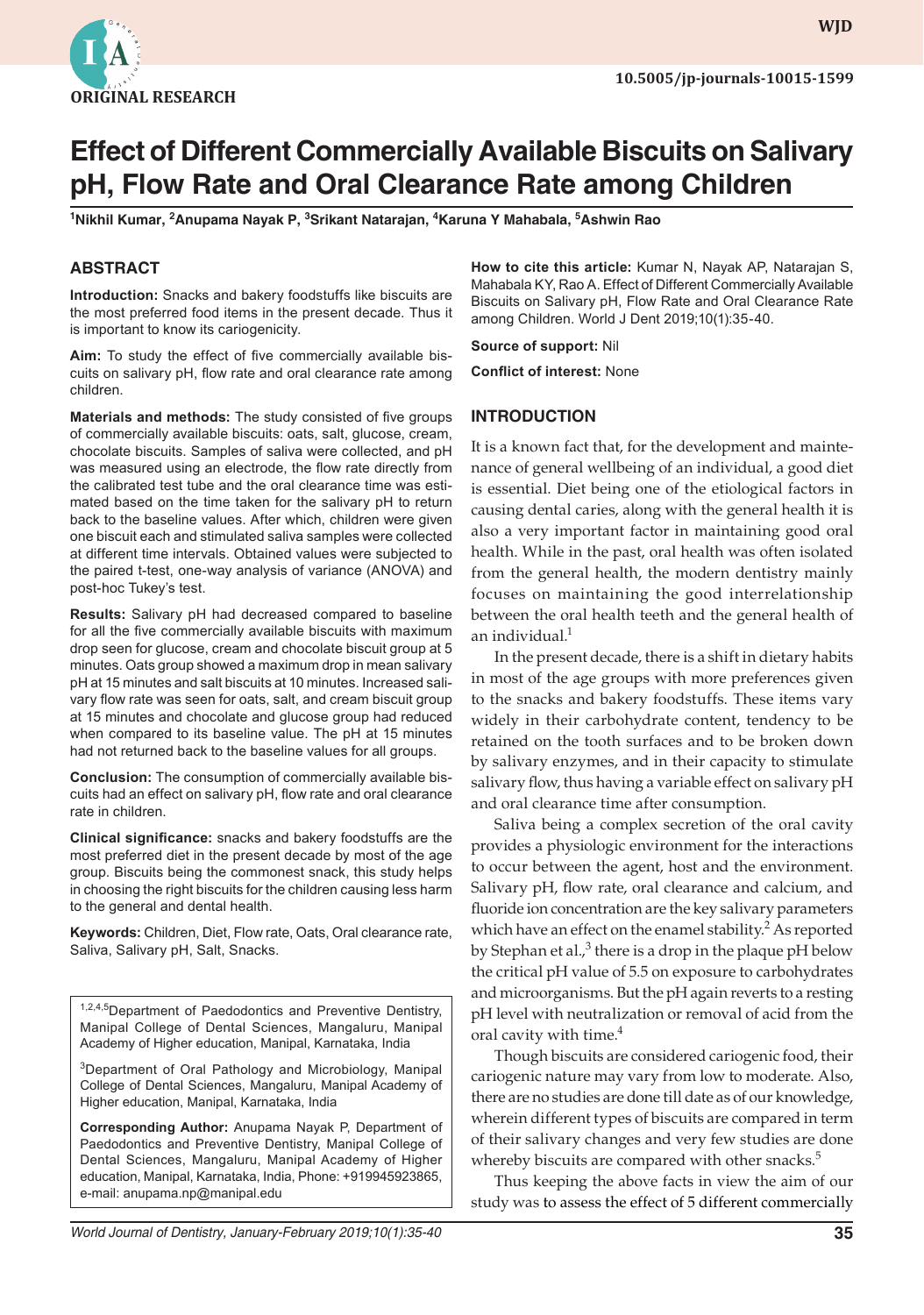ORIGINAL RESEARCH

10.5005/jp-journals-10015-1599

# Effect of Different Commercially Available Biscuits on Salivary pH, Flow Rate and Oral Clearance Rate among Children

[1]Nikhil Kumar, [2]Anupama Nayak P, [3]Srikant Natarajan, [4]Karuna Y Mahabala, [5]Ashwin Rao

## ABSTRACT

**Introduction:** Snacks and bakery foodstuffs like biscuits are the most preferred food items in the present decade. Thus it is important to know its cariogenicity.

**Aim:** To study the effect of five commercially available biscuits on salivary pH, flow rate and oral clearance rate among children.

**Materials and methods:** The study consisted of five groups of commercially available biscuits: oats, salt, glucose, cream, chocolate biscuits. Samples of saliva were collected, and pH was measured using an electrode, the flow rate directly from the calibrated test tube and the oral clearance time was estimated based on the time taken for the salivary pH to return back to the baseline values. After which, children were given one biscuit each and stimulated saliva samples were collected at different time intervals. Obtained values were subjected to the paired t-test, one-way analysis of variance (ANOVA) and post-hoc Tukey's test.

**Results:** Salivary pH had decreased compared to baseline for all the five commercially available biscuits with maximum drop seen for glucose, cream and chocolate biscuit group at 5 minutes. Oats group showed a maximum drop in mean salivary pH at 15 minutes and salt biscuits at 10 minutes. Increased salivary flow rate was seen for oats, salt, and cream biscuit group at 15 minutes and chocolate and glucose group had reduced when compared to its baseline value. The pH at 15 minutes had not returned back to the baseline values for all groups.

**Conclusion:** The consumption of commercially available biscuits had an effect on salivary pH, flow rate and oral clearance rate in children.

**Clinical significance:** snacks and bakery foodstuffs are the most preferred diet in the present decade by most of the age group. Biscuits being the commonest snack, this study helps in choosing the right biscuits for the children causing less harm to the general and dental health.

**Keywords:** Children, Diet, Flow rate, Oats, Oral clearance rate, Saliva, Salivary pH, Salt, Snacks.

[1,2,4,5]Department of Paedodontics and Preventive Dentistry, Manipal College of Dental Sciences, Mangaluru, Manipal Academy of Higher education, Manipal, Karnataka, India

[3]Department of Oral Pathology and Microbiology, Manipal College of Dental Sciences, Mangaluru, Manipal Academy of Higher education, Manipal, Karnataka, India

**Corresponding Author:** Anupama Nayak P, Department of Paedodontics and Preventive Dentistry, Manipal College of Dental Sciences, Mangaluru, Manipal Academy of Higher education, Manipal, Karnataka, India, Phone: +919945923865, e-mail: anupama.np@manipal.edu

**How to cite this article:** Kumar N, Nayak AP, Natarajan S, Mahabala KY, Rao A. Effect of Different Commercially Available Biscuits on Salivary pH, Flow Rate and Oral Clearance Rate among Children. World J Dent 2019;10(1):35-40.

**Source of support:** Nil

**Conflict of interest:** None

## INTRODUCTION

It is a known fact that, for the development and maintenance of general wellbeing of an individual, a good diet is essential. Diet being one of the etiological factors in causing dental caries, along with the general health it is also a very important factor in maintaining good oral health. While in the past, oral health was often isolated from the general health, the modern dentistry mainly focuses on maintaining the good interrelationship between the oral health teeth and the general health of an individual.[1]

In the present decade, there is a shift in dietary habits in most of the age groups with more preferences given to the snacks and bakery foodstuffs. These items vary widely in their carbohydrate content, tendency to be retained on the tooth surfaces and to be broken down by salivary enzymes, and in their capacity to stimulate salivary flow, thus having a variable effect on salivary pH and oral clearance time after consumption.

Saliva being a complex secretion of the oral cavity provides a physiologic environment for the interactions to occur between the agent, host and the environment. Salivary pH, flow rate, oral clearance and calcium, and fluoride ion concentration are the key salivary parameters which have an effect on the enamel stability.[2] As reported by Stephan et al.,[3] there is a drop in the plaque pH below the critical pH value of 5.5 on exposure to carbohydrates and microorganisms. But the pH again reverts to a resting pH level with neutralization or removal of acid from the oral cavity with time.[4]

Though biscuits are considered cariogenic food, their cariogenic nature may vary from low to moderate. Also, there are no studies are done till date as of our knowledge, wherein different types of biscuits are compared in term of their salivary changes and very few studies are done whereby biscuits are compared with other snacks.[5]

Thus keeping the above facts in view the aim of our study was to assess the effect of 5 different commercially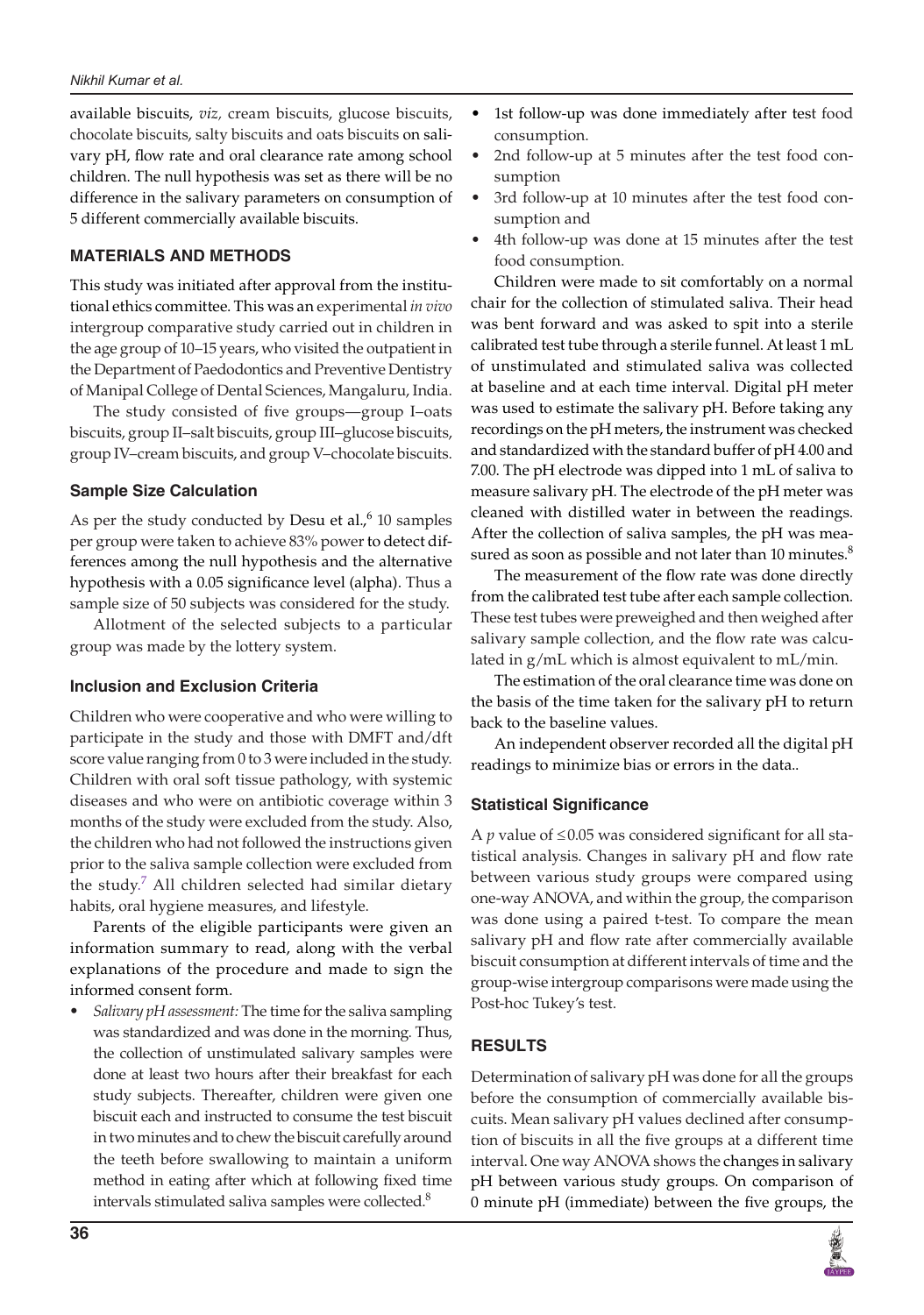available biscuits, *viz,* cream biscuits, glucose biscuits, chocolate biscuits, salty biscuits and oats biscuits on salivary pH, flow rate and oral clearance rate among school children. The null hypothesis was set as there will be no difference in the salivary parameters on consumption of 5 different commercially available biscuits.

## MATERIALS AND METHODS

This study was initiated after approval from the institutional ethics committee. This was an experimental *in vivo* intergroup comparative study carried out in children in the age group of 10–15 years, who visited the outpatient in the Department of Paedodontics and Preventive Dentistry of Manipal College of Dental Sciences, Mangaluru, India.

The study consisted of five groups—group I–oats biscuits, group II–salt biscuits, group III–glucose biscuits, group IV–cream biscuits, and group V–chocolate biscuits.

### Sample Size Calculation

As per the study conducted by Desu et al.,[6] 10 samples per group were taken to achieve 83% power to detect differences among the null hypothesis and the alternative hypothesis with a 0.05 significance level (alpha). Thus a sample size of 50 subjects was considered for the study.

Allotment of the selected subjects to a particular group was made by the lottery system.

### Inclusion and Exclusion Criteria

Children who were cooperative and who were willing to participate in the study and those with DMFT and/dft score value ranging from 0 to 3 were included in the study. Children with oral soft tissue pathology, with systemic diseases and who were on antibiotic coverage within 3 months of the study were excluded from the study. Also, the children who had not followed the instructions given prior to the saliva sample collection were excluded from the study.[7] All children selected had similar dietary habits, oral hygiene measures, and lifestyle.

Parents of the eligible participants were given an information summary to read, along with the verbal explanations of the procedure and made to sign the informed consent form.

- *Salivary pH assessment:* The time for the saliva sampling was standardized and was done in the morning. Thus, the collection of unstimulated salivary samples were done at least two hours after their breakfast for each study subjects. Thereafter, children were given one biscuit each and instructed to consume the test biscuit in two minutes and to chew the biscuit carefully around the teeth before swallowing to maintain a uniform method in eating after which at following fixed time intervals stimulated saliva samples were collected.[8]
- 1st follow-up was done immediately after test food consumption.
- 2nd follow-up at 5 minutes after the test food consumption
- 3rd follow-up at 10 minutes after the test food consumption and
- 4th follow-up was done at 15 minutes after the test food consumption.

Children were made to sit comfortably on a normal chair for the collection of stimulated saliva. Their head was bent forward and was asked to spit into a sterile calibrated test tube through a sterile funnel. At least 1 mL of unstimulated and stimulated saliva was collected at baseline and at each time interval. Digital pH meter was used to estimate the salivary pH. Before taking any recordings on the pH meters, the instrument was checked and standardized with the standard buffer of pH 4.00 and 7.00. The pH electrode was dipped into 1 mL of saliva to measure salivary pH. The electrode of the pH meter was cleaned with distilled water in between the readings. After the collection of saliva samples, the pH was measured as soon as possible and not later than 10 minutes.[8]

The measurement of the flow rate was done directly from the calibrated test tube after each sample collection. These test tubes were preweighed and then weighed after salivary sample collection, and the flow rate was calculated in g/mL which is almost equivalent to mL/min.

The estimation of the oral clearance time was done on the basis of the time taken for the salivary pH to return back to the baseline values.

An independent observer recorded all the digital pH readings to minimize bias or errors in the data..

### Statistical Significance

A $p$ value of $\leq 0.05$ was considered significant for all statistical analysis. Changes in salivary pH and flow rate between various study groups were compared using one-way ANOVA, and within the group, the comparison was done using a paired t-test. To compare the mean salivary pH and flow rate after commercially available biscuit consumption at different intervals of time and the group-wise intergroup comparisons were made using the Post-hoc Tukey's test.

## RESULTS

Determination of salivary pH was done for all the groups before the consumption of commercially available biscuits. Mean salivary pH values declined after consumption of biscuits in all the five groups at a different time interval. One way ANOVA shows the changes in salivary pH between various study groups. On comparison of 0 minute pH (immediate) between the five groups, the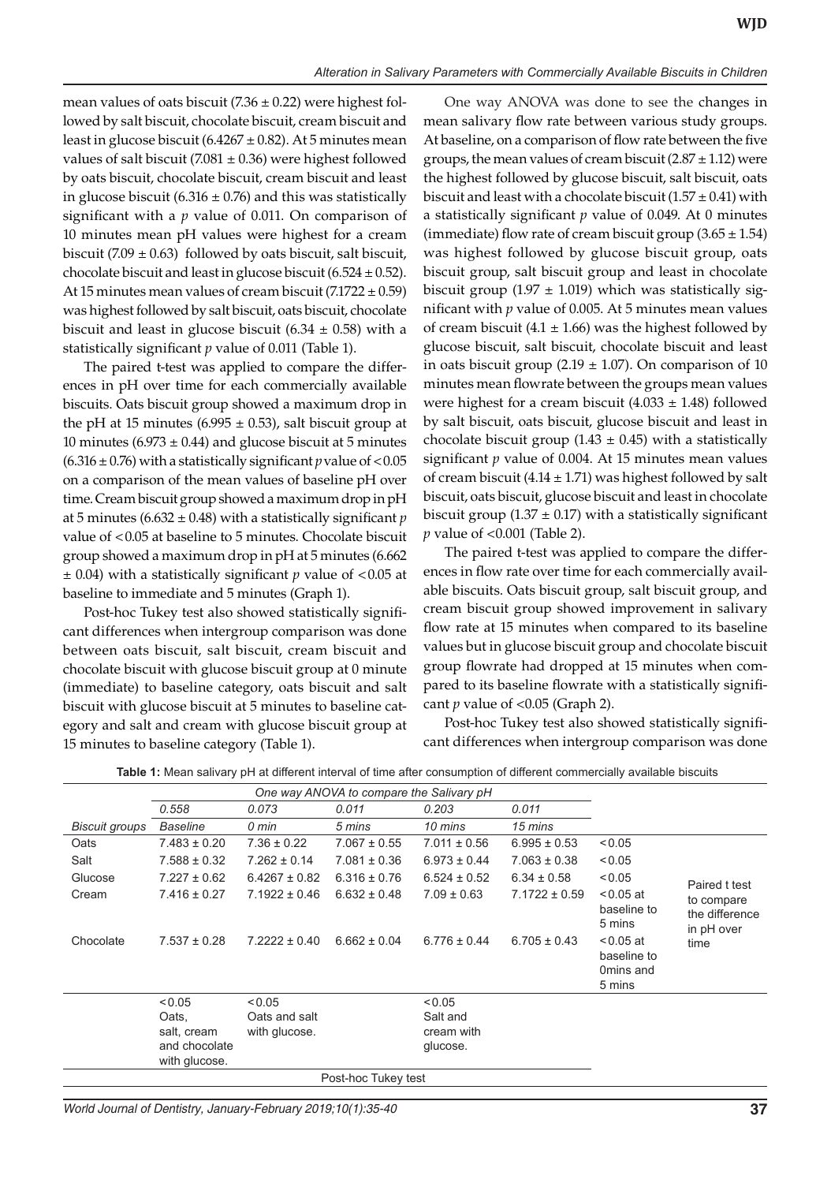mean values of oats biscuit (7.36 ± 0.22) were highest followed by salt biscuit, chocolate biscuit, cream biscuit and least in glucose biscuit (6.4267 ± 0.82). At 5 minutes mean values of salt biscuit (7.081 ± 0.36) were highest followed by oats biscuit, chocolate biscuit, cream biscuit and least in glucose biscuit (6.316 ± 0.76) and this was statistically significant with a *p* value of 0.011. On comparison of 10 minutes mean pH values were highest for a cream biscuit (7.09 ± 0.63) followed by oats biscuit, salt biscuit, chocolate biscuit and least in glucose biscuit (6.524 ± 0.52). At 15 minutes mean values of cream biscuit (7.1722 ± 0.59) was highest followed by salt biscuit, oats biscuit, chocolate biscuit and least in glucose biscuit (6.34 ± 0.58) with a statistically significant *p* value of 0.011 (Table 1).

The paired t-test was applied to compare the differences in pH over time for each commercially available biscuits. Oats biscuit group showed a maximum drop in the pH at 15 minutes (6.995 ± 0.53), salt biscuit group at 10 minutes (6.973 ± 0.44) and glucose biscuit at 5 minutes (6.316 ± 0.76) with a statistically significant *p* value of $<0.05$ on a comparison of the mean values of baseline pH over time. Cream biscuit group showed a maximum drop in pH at 5 minutes (6.632 ± 0.48) with a statistically significant *p* value of $<0.05$ at baseline to 5 minutes. Chocolate biscuit group showed a maximum drop in pH at 5 minutes (6.662 ± 0.04) with a statistically significant *p* value of $<0.05$ at baseline to immediate and 5 minutes (Graph 1).

Post-hoc Tukey test also showed statistically significant differences when intergroup comparison was done between oats biscuit, salt biscuit, cream biscuit and chocolate biscuit with glucose biscuit group at 0 minute (immediate) to baseline category, oats biscuit and salt biscuit with glucose biscuit at 5 minutes to baseline category and salt and cream with glucose biscuit group at 15 minutes to baseline category (Table 1).

One way ANOVA was done to see the changes in mean salivary flow rate between various study groups. At baseline, on a comparison of flow rate between the five groups, the mean values of cream biscuit (2.87 ± 1.12) were the highest followed by glucose biscuit, salt biscuit, oats biscuit and least with a chocolate biscuit (1.57 ± 0.41) with a statistically significant *p* value of 0.049. At 0 minutes (immediate) flow rate of cream biscuit group (3.65 ± 1.54) was highest followed by glucose biscuit group, oats biscuit group, salt biscuit group and least in chocolate biscuit group (1.97 ± 1.019) which was statistically significant with *p* value of 0.005. At 5 minutes mean values of cream biscuit (4.1 ± 1.66) was the highest followed by glucose biscuit, salt biscuit, chocolate biscuit and least in oats biscuit group (2.19 ± 1.07). On comparison of 10 minutes mean flowrate between the groups mean values were highest for a cream biscuit (4.033 ± 1.48) followed by salt biscuit, oats biscuit, glucose biscuit and least in chocolate biscuit group (1.43 ± 0.45) with a statistically significant *p* value of 0.004. At 15 minutes mean values of cream biscuit (4.14 ± 1.71) was highest followed by salt biscuit, oats biscuit, glucose biscuit and least in chocolate biscuit group (1.37 ± 0.17) with a statistically significant *p* value of $<0.001$ (Table 2).

The paired t-test was applied to compare the differences in flow rate over time for each commercially available biscuits. Oats biscuit group, salt biscuit group, and cream biscuit group showed improvement in salivary flow rate at 15 minutes when compared to its baseline values but in glucose biscuit group and chocolate biscuit group flowrate had dropped at 15 minutes when compared to its baseline flowrate with a statistically significant *p* value of $<0.05$ (Graph 2).

Post-hoc Tukey test also showed statistically significant differences when intergroup comparison was done

**Table 1:** Mean salivary pH at different interval of time after consumption of different commercially available biscuits

| | One way ANOVA to compare the Salivary pH | | | | | | |
|---|---|---|---|---|---|---|---|
| | *0.558* | *0.073* | *0.011* | *0.203* | *0.011* | | |
| *Biscuit groups* | *Baseline* | *0 min* | *5 mins* | *10 mins* | *15 mins* | | |
| Oats | 7.483 ± 0.20 | 7.36 ± 0.22 | 7.067 ± 0.55 | 7.011 ± 0.56 | 6.995 ± 0.53 | <0.05 | Paired t test to compare the difference in pH over time |
| Salt | 7.588 ± 0.32 | 7.262 ± 0.14 | 7.081 ± 0.36 | 6.973 ± 0.44 | 7.063 ± 0.38 | <0.05 | |
| Glucose | 7.227 ± 0.62 | 6.4267 ± 0.82 | 6.316 ± 0.76 | 6.524 ± 0.52 | 6.34 ± 0.58 | <0.05 | |
| Cream | 7.416 ± 0.27 | 7.1922 ± 0.46 | 6.632 ± 0.48 | 7.09 ± 0.63 | 7.1722 ± 0.59 | <0.05 at baseline to 5 mins | |
| Chocolate | 7.537 ± 0.28 | 7.2222 ± 0.40 | 6.662 ± 0.04 | 6.776 ± 0.44 | 6.705 ± 0.43 | <0.05 at baseline to 0mins and 5 mins | |
| | <0.05 Oats, salt, cream and chocolate with glucose. | <0.05 Oats and salt with glucose. | | <0.05 Salt and cream with glucose. | | | |
| | Post-hoc Tukey test | | | | | | |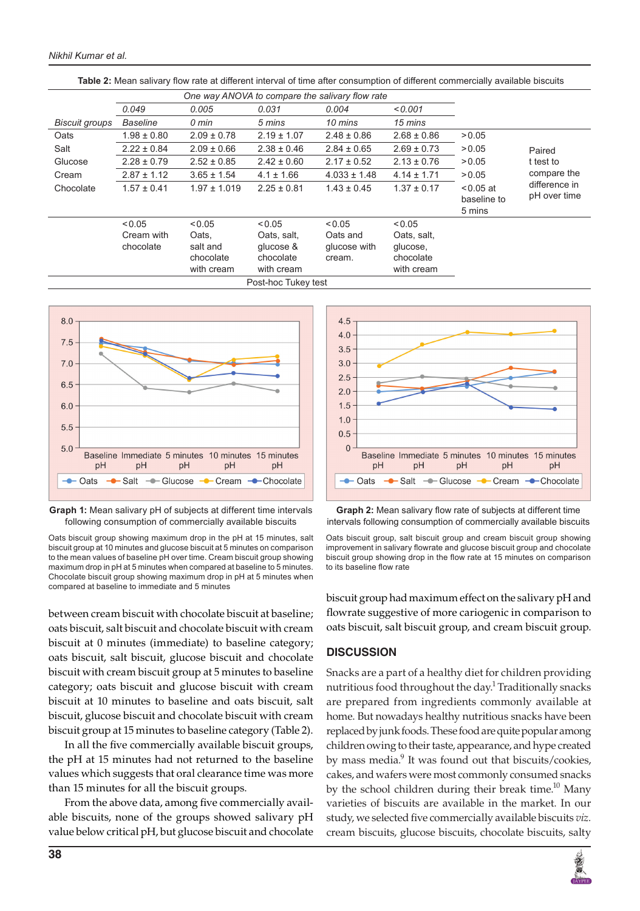**Table 2:** Mean salivary flow rate at different interval of time after consumption of different commercially available biscuits

| | One way ANOVA to compare the salivary flow rate | | | | | | |
|---|---|---|---|---|---|---|---|
| | 0.049 | 0.005 | 0.031 | 0.004 | <0.001 | | |
| *Biscuit groups* | *Baseline* | *0 min* | *5 mins* | *10 mins* | *15 mins* | | |
| Oats | 1.98 ± 0.80 | 2.09 ± 0.78 | 2.19 ± 1.07 | 2.48 ± 0.86 | 2.68 ± 0.86 | >0.05 | Paired t test to compare the difference in pH over time |
| Salt | 2.22 ± 0.84 | 2.09 ± 0.66 | 2.38 ± 0.46 | 2.84 ± 0.65 | 2.69 ± 0.73 | >0.05 | |
| Glucose | 2.28 ± 0.79 | 2.52 ± 0.85 | 2.42 ± 0.60 | 2.17 ± 0.52 | 2.13 ± 0.76 | >0.05 | |
| Cream | 2.87 ± 1.12 | 3.65 ± 1.54 | 4.1 ± 1.66 | 4.033 ± 1.48 | 4.14 ± 1.71 | >0.05 | |
| Chocolate | 1.57 ± 0.41 | 1.97 ± 1.019 | 2.25 ± 0.81 | 1.43 ± 0.45 | 1.37 ± 0.17 | <0.05 at baseline to 5 mins | |
| | <0.05 Cream with chocolate | <0.05 Oats, salt and chocolate with cream | <0.05 Oats, salt, glucose & chocolate with cream | <0.05 Oats and glucose with cream. | <0.05 Oats, salt, glucose, chocolate with cream | | |
| | Post-hoc Tukey test | | | | | | |

**Graph 1:** Mean salivary pH of subjects at different time intervals following consumption of commercially available biscuits

Oats biscuit group showing maximum drop in the pH at 15 minutes, salt biscuit group at 10 minutes and glucose biscuit at 5 minutes on comparison to the mean values of baseline pH over time. Cream biscuit group showing maximum drop in pH at 5 minutes when compared at baseline to 5 minutes. Chocolate biscuit group showing maximum drop in pH at 5 minutes when compared at baseline to immediate and 5 minutes

**Graph 2:** Mean salivary flow rate of subjects at different time intervals following consumption of commercially available biscuits

Oats biscuit group, salt biscuit group and cream biscuit group showing improvement in salivary flowrate and glucose biscuit group and chocolate biscuit group showing drop in the flow rate at 15 minutes on comparison to its baseline flow rate

between cream biscuit with chocolate biscuit at baseline; oats biscuit, salt biscuit and chocolate biscuit with cream biscuit at 0 minutes (immediate) to baseline category; oats biscuit, salt biscuit, glucose biscuit and chocolate biscuit with cream biscuit group at 5 minutes to baseline category; oats biscuit and glucose biscuit with cream biscuit at 10 minutes to baseline and oats biscuit, salt biscuit, glucose biscuit and chocolate biscuit with cream biscuit group at 15 minutes to baseline category (Table 2).

In all the five commercially available biscuit groups, the pH at 15 minutes had not returned to the baseline values which suggests that oral clearance time was more than 15 minutes for all the biscuit groups.

From the above data, among five commercially available biscuits, none of the groups showed salivary pH value below critical pH, but glucose biscuit and chocolate biscuit group had maximum effect on the salivary pH and flowrate suggestive of more cariogenic in comparison to oats biscuit, salt biscuit group, and cream biscuit group.

## DISCUSSION

Snacks are a part of a healthy diet for children providing nutritious food throughout the day.[1] Traditionally snacks are prepared from ingredients commonly available at home. But nowadays healthy nutritious snacks have been replaced by junk foods. These food are quite popular among children owing to their taste, appearance, and hype created by mass media.[9] It was found out that biscuits/cookies, cakes, and wafers were most commonly consumed snacks by the school children during their break time.[10] Many varieties of biscuits are available in the market. In our study, we selected five commercially available biscuits *viz.* cream biscuits, glucose biscuits, chocolate biscuits, salty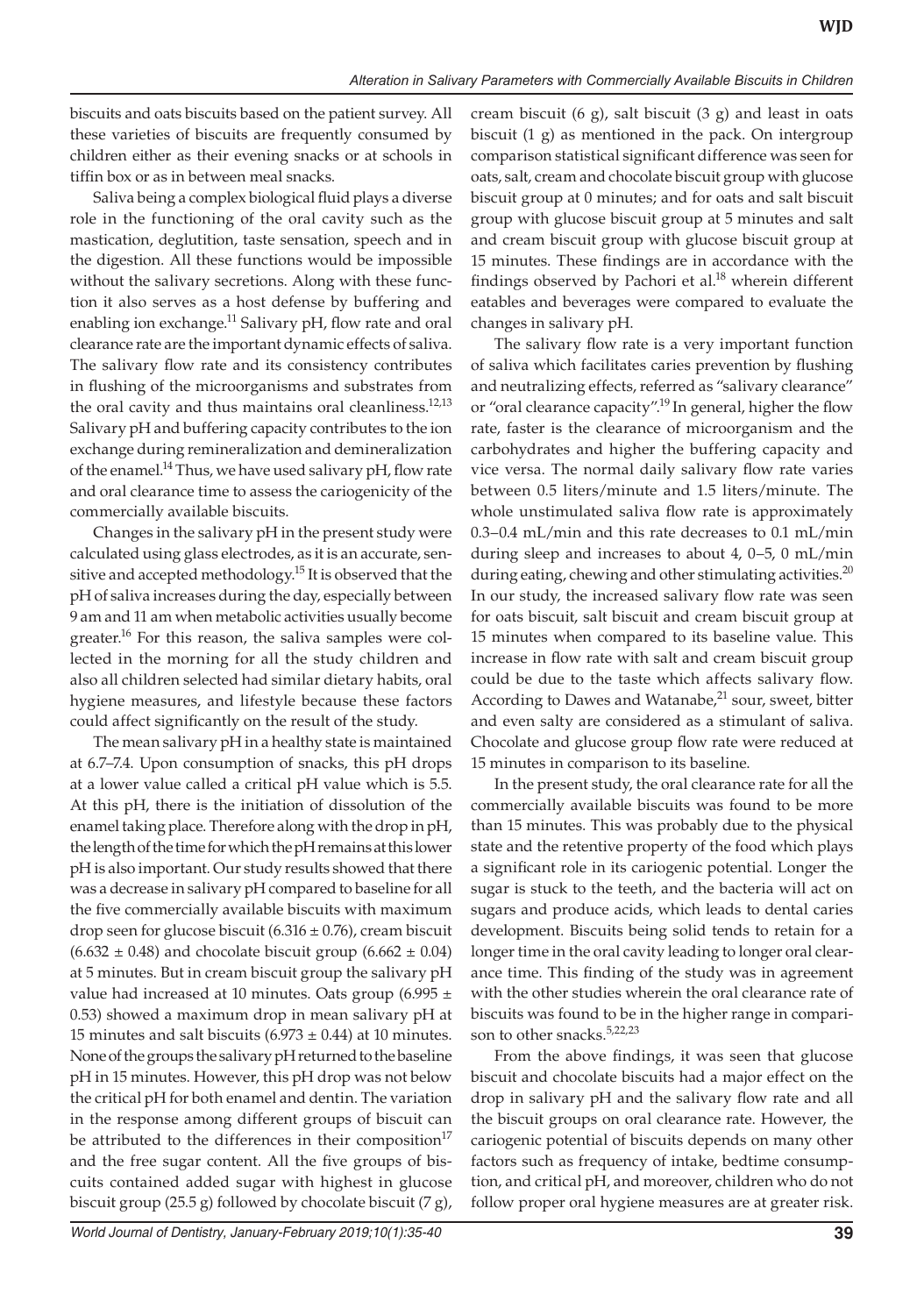biscuits and oats biscuits based on the patient survey. All these varieties of biscuits are frequently consumed by children either as their evening snacks or at schools in tiffin box or as in between meal snacks.

Saliva being a complex biological fluid plays a diverse role in the functioning of the oral cavity such as the mastication, deglutition, taste sensation, speech and in the digestion. All these functions would be impossible without the salivary secretions. Along with these function it also serves as a host defense by buffering and enabling ion exchange.[11] Salivary pH, flow rate and oral clearance rate are the important dynamic effects of saliva. The salivary flow rate and its consistency contributes in flushing of the microorganisms and substrates from the oral cavity and thus maintains oral cleanliness.[12,13] Salivary pH and buffering capacity contributes to the ion exchange during remineralization and demineralization of the enamel.[14] Thus, we have used salivary pH, flow rate and oral clearance time to assess the cariogenicity of the commercially available biscuits.

Changes in the salivary pH in the present study were calculated using glass electrodes, as it is an accurate, sensitive and accepted methodology.[15] It is observed that the pH of saliva increases during the day, especially between 9 am and 11 am when metabolic activities usually become greater.[16] For this reason, the saliva samples were collected in the morning for all the study children and also all children selected had similar dietary habits, oral hygiene measures, and lifestyle because these factors could affect significantly on the result of the study.

The mean salivary pH in a healthy state is maintained at 6.7–7.4. Upon consumption of snacks, this pH drops at a lower value called a critical pH value which is 5.5. At this pH, there is the initiation of dissolution of the enamel taking place. Therefore along with the drop in pH, the length of the time for which the pH remains at this lower pH is also important. Our study results showed that there was a decrease in salivary pH compared to baseline for all the five commercially available biscuits with maximum drop seen for glucose biscuit ($6.316 \pm 0.76$), cream biscuit ($6.632 \pm 0.48$) and chocolate biscuit group ($6.662 \pm 0.04$) at 5 minutes. But in cream biscuit group the salivary pH value had increased at 10 minutes. Oats group ($6.995 \pm 0.53$) showed a maximum drop in mean salivary pH at 15 minutes and salt biscuits ($6.973 \pm 0.44$) at 10 minutes. None of the groups the salivary pH returned to the baseline pH in 15 minutes. However, this pH drop was not below the critical pH for both enamel and dentin. The variation in the response among different groups of biscuit can be attributed to the differences in their composition[17] and the free sugar content. All the five groups of biscuits contained added sugar with highest in glucose biscuit group (25.5 g) followed by chocolate biscuit (7 g), cream biscuit (6 g), salt biscuit (3 g) and least in oats biscuit (1 g) as mentioned in the pack. On intergroup comparison statistical significant difference was seen for oats, salt, cream and chocolate biscuit group with glucose biscuit group at 0 minutes; and for oats and salt biscuit group with glucose biscuit group at 5 minutes and salt and cream biscuit group with glucose biscuit group at 15 minutes. These findings are in accordance with the findings observed by Pachori et al.[18] wherein different eatables and beverages were compared to evaluate the changes in salivary pH.

The salivary flow rate is a very important function of saliva which facilitates caries prevention by flushing and neutralizing effects, referred as "salivary clearance" or "oral clearance capacity".[19] In general, higher the flow rate, faster is the clearance of microorganism and the carbohydrates and higher the buffering capacity and vice versa. The normal daily salivary flow rate varies between 0.5 liters/minute and 1.5 liters/minute. The whole unstimulated saliva flow rate is approximately 0.3–0.4 mL/min and this rate decreases to 0.1 mL/min during sleep and increases to about 4, 0–5, 0 mL/min during eating, chewing and other stimulating activities.[20] In our study, the increased salivary flow rate was seen for oats biscuit, salt biscuit and cream biscuit group at 15 minutes when compared to its baseline value. This increase in flow rate with salt and cream biscuit group could be due to the taste which affects salivary flow. According to Dawes and Watanabe,[21] sour, sweet, bitter and even salty are considered as a stimulant of saliva. Chocolate and glucose group flow rate were reduced at 15 minutes in comparison to its baseline.

In the present study, the oral clearance rate for all the commercially available biscuits was found to be more than 15 minutes. This was probably due to the physical state and the retentive property of the food which plays a significant role in its cariogenic potential. Longer the sugar is stuck to the teeth, and the bacteria will act on sugars and produce acids, which leads to dental caries development. Biscuits being solid tends to retain for a longer time in the oral cavity leading to longer oral clearance time. This finding of the study was in agreement with the other studies wherein the oral clearance rate of biscuits was found to be in the higher range in comparison to other snacks.[5,22,23]

From the above findings, it was seen that glucose biscuit and chocolate biscuits had a major effect on the drop in salivary pH and the salivary flow rate and all the biscuit groups on oral clearance rate. However, the cariogenic potential of biscuits depends on many other factors such as frequency of intake, bedtime consumption, and critical pH, and moreover, children who do not follow proper oral hygiene measures are at greater risk.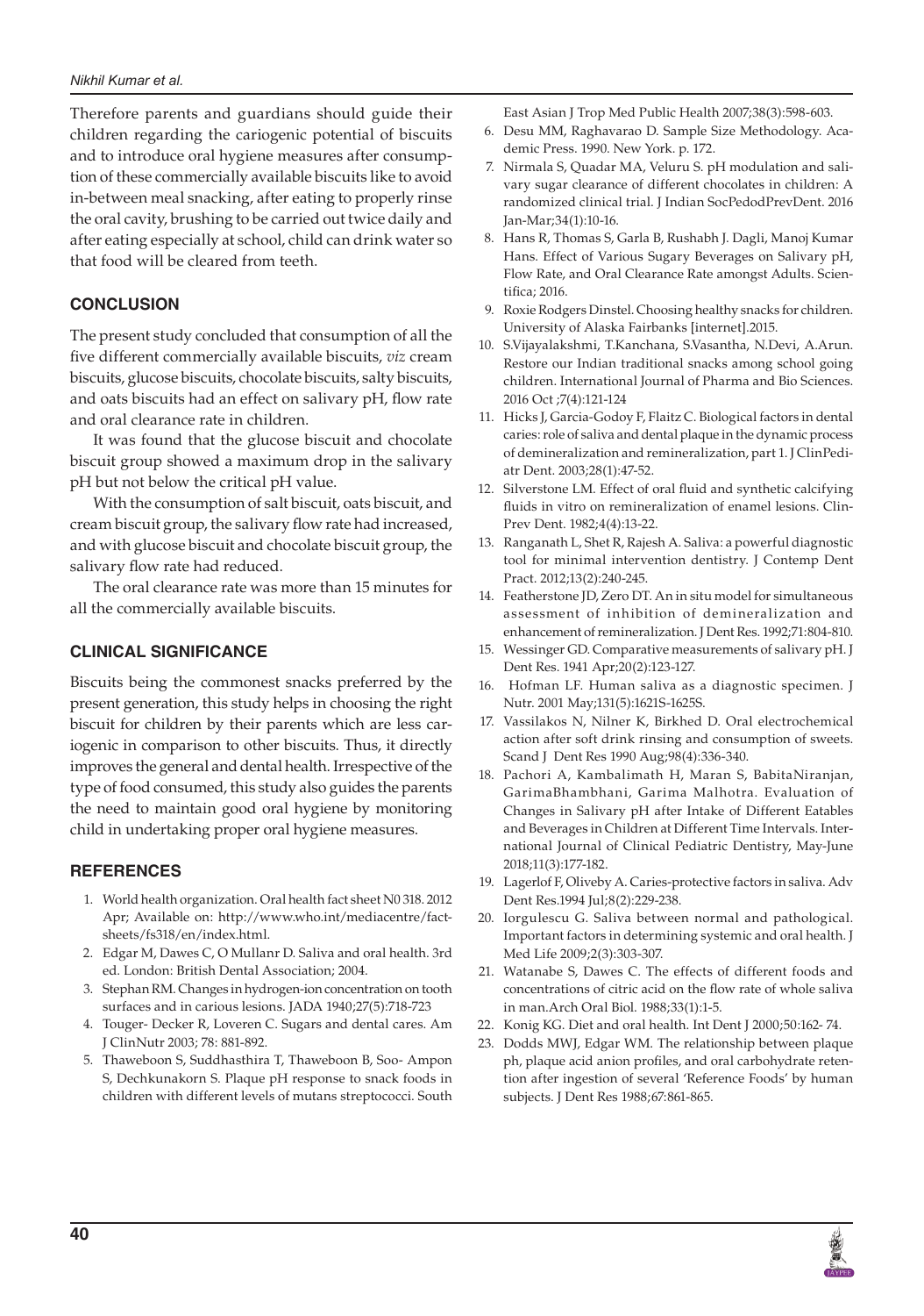Therefore parents and guardians should guide their children regarding the cariogenic potential of biscuits and to introduce oral hygiene measures after consumption of these commercially available biscuits like to avoid in-between meal snacking, after eating to properly rinse the oral cavity, brushing to be carried out twice daily and after eating especially at school, child can drink water so that food will be cleared from teeth.

## CONCLUSION

The present study concluded that consumption of all the five different commercially available biscuits, *viz* cream biscuits, glucose biscuits, chocolate biscuits, salty biscuits, and oats biscuits had an effect on salivary pH, flow rate and oral clearance rate in children.

It was found that the glucose biscuit and chocolate biscuit group showed a maximum drop in the salivary pH but not below the critical pH value.

With the consumption of salt biscuit, oats biscuit, and cream biscuit group, the salivary flow rate had increased, and with glucose biscuit and chocolate biscuit group, the salivary flow rate had reduced.

The oral clearance rate was more than 15 minutes for all the commercially available biscuits.

## CLINICAL SIGNIFICANCE

Biscuits being the commonest snacks preferred by the present generation, this study helps in choosing the right biscuit for children by their parents which are less cariogenic in comparison to other biscuits. Thus, it directly improves the general and dental health. Irrespective of the type of food consumed, this study also guides the parents the need to maintain good oral hygiene by monitoring child in undertaking proper oral hygiene measures.

## REFERENCES

1. World health organization. Oral health fact sheet N0 318. 2012 Apr; Available on: http://www.who.int/mediacentre/factsheets/fs318/en/index.html.
2. Edgar M, Dawes C, O Mullanr D. Saliva and oral health. 3rd ed. London: British Dental Association; 2004.
3. Stephan RM. Changes in hydrogen-ion concentration on tooth surfaces and in carious lesions. JADA 1940;27(5):718-723
4. Touger- Decker R, Loveren C. Sugars and dental cares. Am J ClinNutr 2003; 78: 881-892.
5. Thaweboon S, Suddhasthira T, Thaweboon B, Soo- Ampon S, Dechkunakorn S. Plaque pH response to snack foods in children with different levels of mutans streptococci. South East Asian J Trop Med Public Health 2007;38(3):598-603.
6. Desu MM, Raghavarao D. Sample Size Methodology. Academic Press. 1990. New York. p. 172.
7. Nirmala S, Quadar MA, Veluru S. pH modulation and salivary sugar clearance of different chocolates in children: A randomized clinical trial. J Indian SocPedodPrevDent. 2016 Jan-Mar;34(1):10-16.
8. Hans R, Thomas S, Garla B, Rushabh J. Dagli, Manoj Kumar Hans. Effect of Various Sugary Beverages on Salivary pH, Flow Rate, and Oral Clearance Rate amongst Adults. Scientifica; 2016.
9. Roxie Rodgers Dinstel. Choosing healthy snacks for children. University of Alaska Fairbanks [internet].2015.
10. S.Vijayalakshmi, T.Kanchana, S.Vasantha, N.Devi, A.Arun. Restore our Indian traditional snacks among school going children. International Journal of Pharma and Bio Sciences. 2016 Oct ;7(4):121-124
11. Hicks J, Garcia-Godoy F, Flaitz C. Biological factors in dental caries: role of saliva and dental plaque in the dynamic process of demineralization and remineralization, part 1. J ClinPediatr Dent. 2003;28(1):47-52.
12. Silverstone LM. Effect of oral fluid and synthetic calcifying fluids in vitro on remineralization of enamel lesions. ClinPrev Dent. 1982;4(4):13-22.
13. Ranganath L, Shet R, Rajesh A. Saliva: a powerful diagnostic tool for minimal intervention dentistry. J Contemp Dent Pract. 2012;13(2):240-245.
14. Featherstone JD, Zero DT. An in situ model for simultaneous assessment of inhibition of demineralization and enhancement of remineralization. J Dent Res. 1992;71:804-810.
15. Wessinger GD. Comparative measurements of salivary pH. J Dent Res. 1941 Apr;20(2):123-127.
16. Hofman LF. Human saliva as a diagnostic specimen. J Nutr. 2001 May;131(5):1621S-1625S.
17. Vassilakos N, Nilner K, Birkhed D. Oral electrochemical action after soft drink rinsing and consumption of sweets. Scand J Dent Res 1990 Aug;98(4):336-340.
18. Pachori A, Kambalimath H, Maran S, BabitaNiranjan, GarimaBhambhani, Garima Malhotra. Evaluation of Changes in Salivary pH after Intake of Different Eatables and Beverages in Children at Different Time Intervals. International Journal of Clinical Pediatric Dentistry, May-June 2018;11(3):177-182.
19. Lagerlof F, Oliveby A. Caries-protective factors in saliva. Adv Dent Res.1994 Jul;8(2):229-238.
20. Iorgulescu G. Saliva between normal and pathological. Important factors in determining systemic and oral health. J Med Life 2009;2(3):303-307.
21. Watanabe S, Dawes C. The effects of different foods and concentrations of citric acid on the flow rate of whole saliva in man.Arch Oral Biol. 1988;33(1):1-5.
22. Konig KG. Diet and oral health. Int Dent J 2000;50:162- 74.
23. Dodds MWJ, Edgar WM. The relationship between plaque ph, plaque acid anion profiles, and oral carbohydrate retention after ingestion of several 'Reference Foods' by human subjects. J Dent Res 1988;67:861-865.